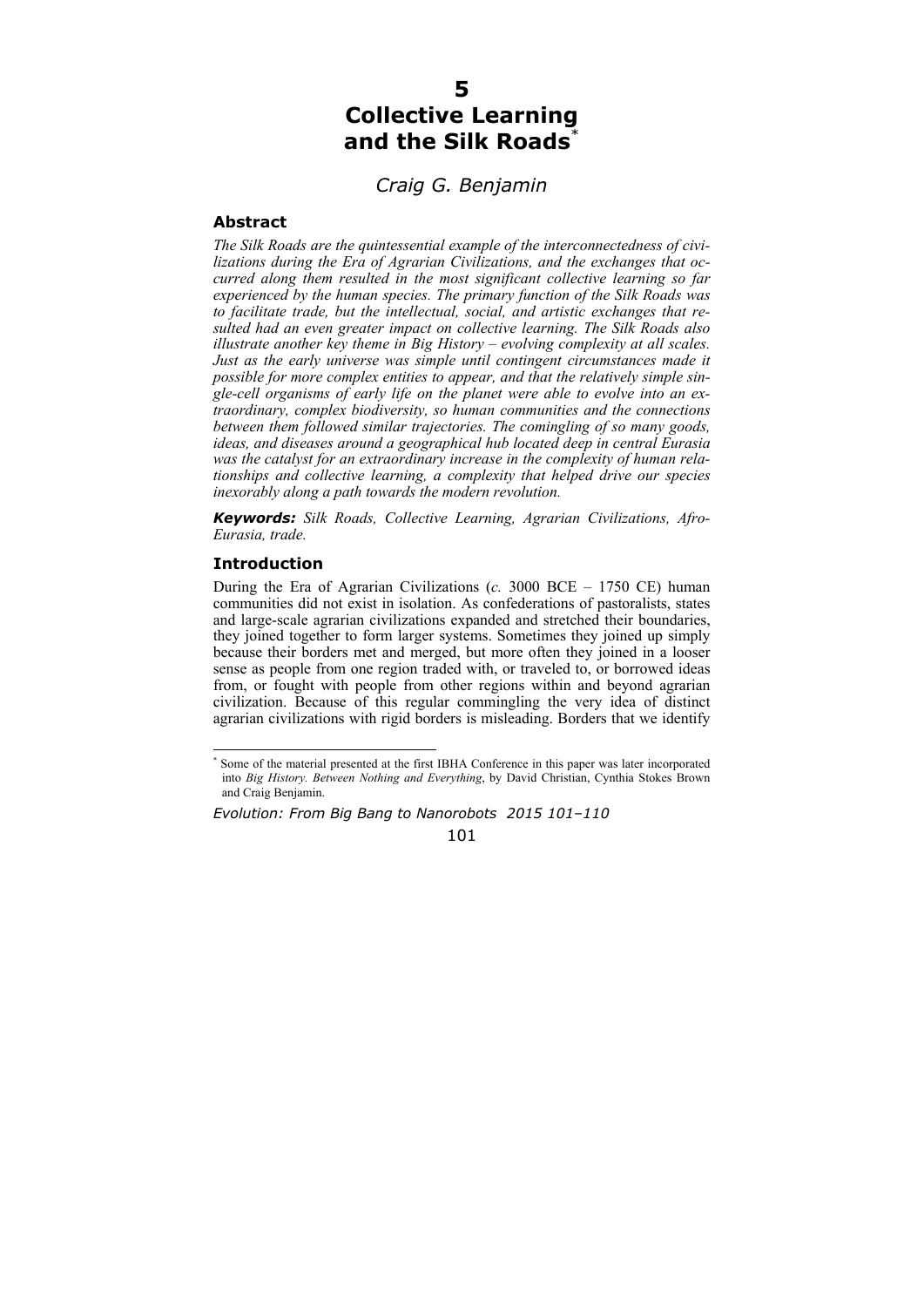# 5
# Collective Learning and the Silk Roads[*]

*Craig G. Benjamin*

## Abstract

*The Silk Roads are the quintessential example of the interconnectedness of civilizations during the Era of Agrarian Civilizations, and the exchanges that occurred along them resulted in the most significant collective learning so far experienced by the human species. The primary function of the Silk Roads was to facilitate trade, but the intellectual, social, and artistic exchanges that resulted had an even greater impact on collective learning. The Silk Roads also illustrate another key theme in Big History – evolving complexity at all scales. Just as the early universe was simple until contingent circumstances made it possible for more complex entities to appear, and that the relatively simple single-cell organisms of early life on the planet were able to evolve into an extraordinary, complex biodiversity, so human communities and the connections between them followed similar trajectories. The comingling of so many goods, ideas, and diseases around a geographical hub located deep in central Eurasia was the catalyst for an extraordinary increase in the complexity of human relationships and collective learning, a complexity that helped drive our species inexorably along a path towards the modern revolution.*

***Keywords:*** *Silk Roads, Collective Learning, Agrarian Civilizations, Afro-Eurasia, trade.*

## Introduction

During the Era of Agrarian Civilizations (*c.* 3000 BCE – 1750 CE) human communities did not exist in isolation. As confederations of pastoralists, states and large-scale agrarian civilizations expanded and stretched their boundaries, they joined together to form larger systems. Sometimes they joined up simply because their borders met and merged, but more often they joined in a looser sense as people from one region traded with, or traveled to, or borrowed ideas from, or fought with people from other regions within and beyond agrarian civilization. Because of this regular commingling the very idea of distinct agrarian civilizations with rigid borders is misleading. Borders that we identify

---

[*] Some of the material presented at the first IBHA Conference in this paper was later incorporated into *Big History. Between Nothing and Everything*, by David Christian, Cynthia Stokes Brown and Craig Benjamin.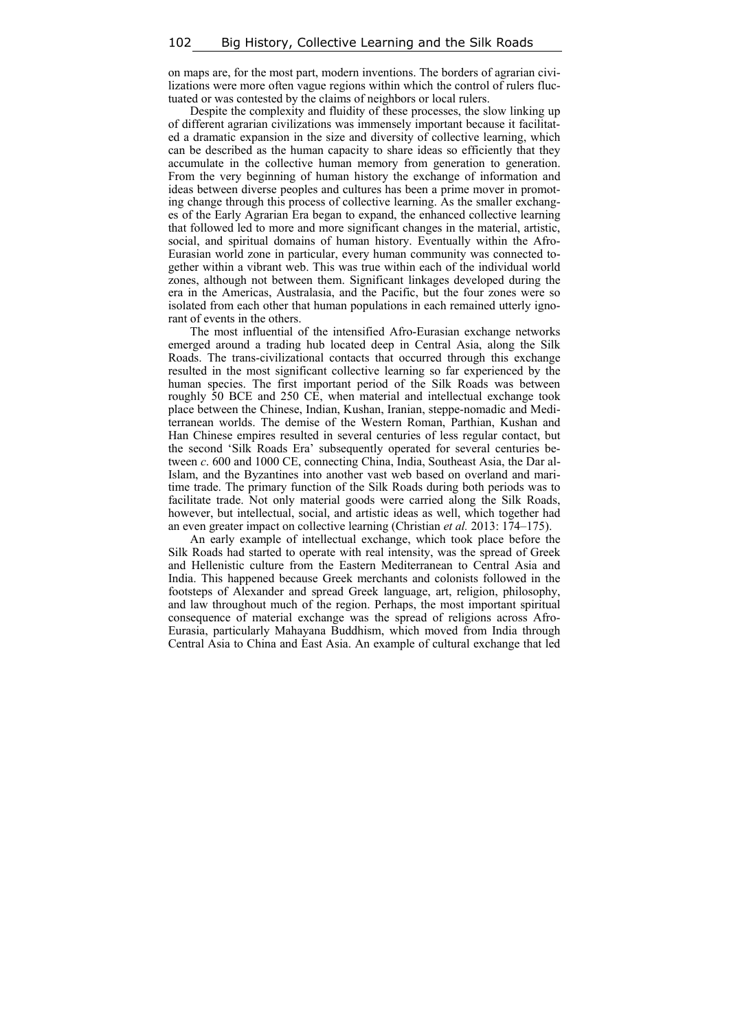on maps are, for the most part, modern inventions. The borders of agrarian civilizations were more often vague regions within which the control of rulers fluctuated or was contested by the claims of neighbors or local rulers.

Despite the complexity and fluidity of these processes, the slow linking up of different agrarian civilizations was immensely important because it facilitated a dramatic expansion in the size and diversity of collective learning, which can be described as the human capacity to share ideas so efficiently that they accumulate in the collective human memory from generation to generation. From the very beginning of human history the exchange of information and ideas between diverse peoples and cultures has been a prime mover in promoting change through this process of collective learning. As the smaller exchanges of the Early Agrarian Era began to expand, the enhanced collective learning that followed led to more and more significant changes in the material, artistic, social, and spiritual domains of human history. Eventually within the Afro-Eurasian world zone in particular, every human community was connected together within a vibrant web. This was true within each of the individual world zones, although not between them. Significant linkages developed during the era in the Americas, Australasia, and the Pacific, but the four zones were so isolated from each other that human populations in each remained utterly ignorant of events in the others.

The most influential of the intensified Afro-Eurasian exchange networks emerged around a trading hub located deep in Central Asia, along the Silk Roads. The trans-civilizational contacts that occurred through this exchange resulted in the most significant collective learning so far experienced by the human species. The first important period of the Silk Roads was between roughly 50 BCE and 250 CE, when material and intellectual exchange took place between the Chinese, Indian, Kushan, Iranian, steppe-nomadic and Mediterranean worlds. The demise of the Western Roman, Parthian, Kushan and Han Chinese empires resulted in several centuries of less regular contact, but the second 'Silk Roads Era' subsequently operated for several centuries between *c*. 600 and 1000 CE, connecting China, India, Southeast Asia, the Dar al-Islam, and the Byzantines into another vast web based on overland and maritime trade. The primary function of the Silk Roads during both periods was to facilitate trade. Not only material goods were carried along the Silk Roads, however, but intellectual, social, and artistic ideas as well, which together had an even greater impact on collective learning (Christian *et al.* 2013: 174–175).

An early example of intellectual exchange, which took place before the Silk Roads had started to operate with real intensity, was the spread of Greek and Hellenistic culture from the Eastern Mediterranean to Central Asia and India. This happened because Greek merchants and colonists followed in the footsteps of Alexander and spread Greek language, art, religion, philosophy, and law throughout much of the region. Perhaps, the most important spiritual consequence of material exchange was the spread of religions across Afro-Eurasia, particularly Mahayana Buddhism, which moved from India through Central Asia to China and East Asia. An example of cultural exchange that led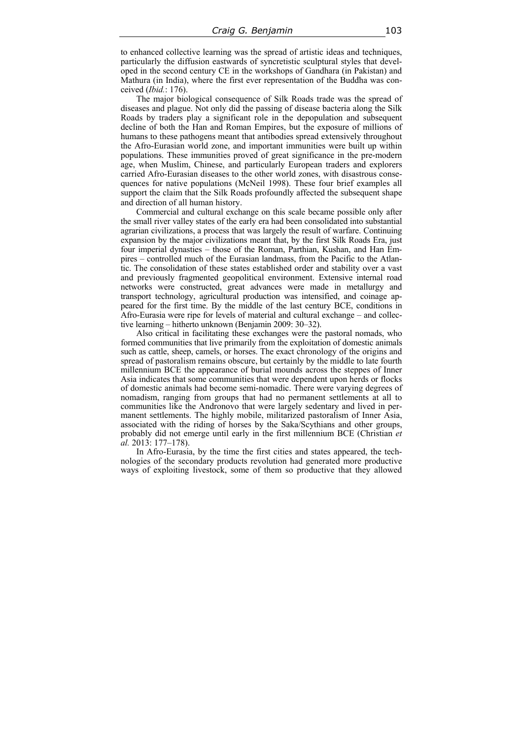to enhanced collective learning was the spread of artistic ideas and techniques, particularly the diffusion eastwards of syncretistic sculptural styles that developed in the second century CE in the workshops of Gandhara (in Pakistan) and Mathura (in India), where the first ever representation of the Buddha was conceived (*Ibid.*: 176).

The major biological consequence of Silk Roads trade was the spread of diseases and plague. Not only did the passing of disease bacteria along the Silk Roads by traders play a significant role in the depopulation and subsequent decline of both the Han and Roman Empires, but the exposure of millions of humans to these pathogens meant that antibodies spread extensively throughout the Afro-Eurasian world zone, and important immunities were built up within populations. These immunities proved of great significance in the pre-modern age, when Muslim, Chinese, and particularly European traders and explorers carried Afro-Eurasian diseases to the other world zones, with disastrous consequences for native populations (McNeil 1998). These four brief examples all support the claim that the Silk Roads profoundly affected the subsequent shape and direction of all human history.

Commercial and cultural exchange on this scale became possible only after the small river valley states of the early era had been consolidated into substantial agrarian civilizations, a process that was largely the result of warfare. Continuing expansion by the major civilizations meant that, by the first Silk Roads Era, just four imperial dynasties – those of the Roman, Parthian, Kushan, and Han Empires – controlled much of the Eurasian landmass, from the Pacific to the Atlantic. The consolidation of these states established order and stability over a vast and previously fragmented geopolitical environment. Extensive internal road networks were constructed, great advances were made in metallurgy and transport technology, agricultural production was intensified, and coinage appeared for the first time. By the middle of the last century BCE, conditions in Afro-Eurasia were ripe for levels of material and cultural exchange – and collective learning – hitherto unknown (Benjamin 2009: 30–32).

Also critical in facilitating these exchanges were the pastoral nomads, who formed communities that live primarily from the exploitation of domestic animals such as cattle, sheep, camels, or horses. The exact chronology of the origins and spread of pastoralism remains obscure, but certainly by the middle to late fourth millennium BCE the appearance of burial mounds across the steppes of Inner Asia indicates that some communities that were dependent upon herds or flocks of domestic animals had become semi-nomadic. There were varying degrees of nomadism, ranging from groups that had no permanent settlements at all to communities like the Andronovo that were largely sedentary and lived in permanent settlements. The highly mobile, militarized pastoralism of Inner Asia, associated with the riding of horses by the Saka/Scythians and other groups, probably did not emerge until early in the first millennium BCE (Christian *et al.* 2013: 177–178).

In Afro-Eurasia, by the time the first cities and states appeared, the technologies of the secondary products revolution had generated more productive ways of exploiting livestock, some of them so productive that they allowed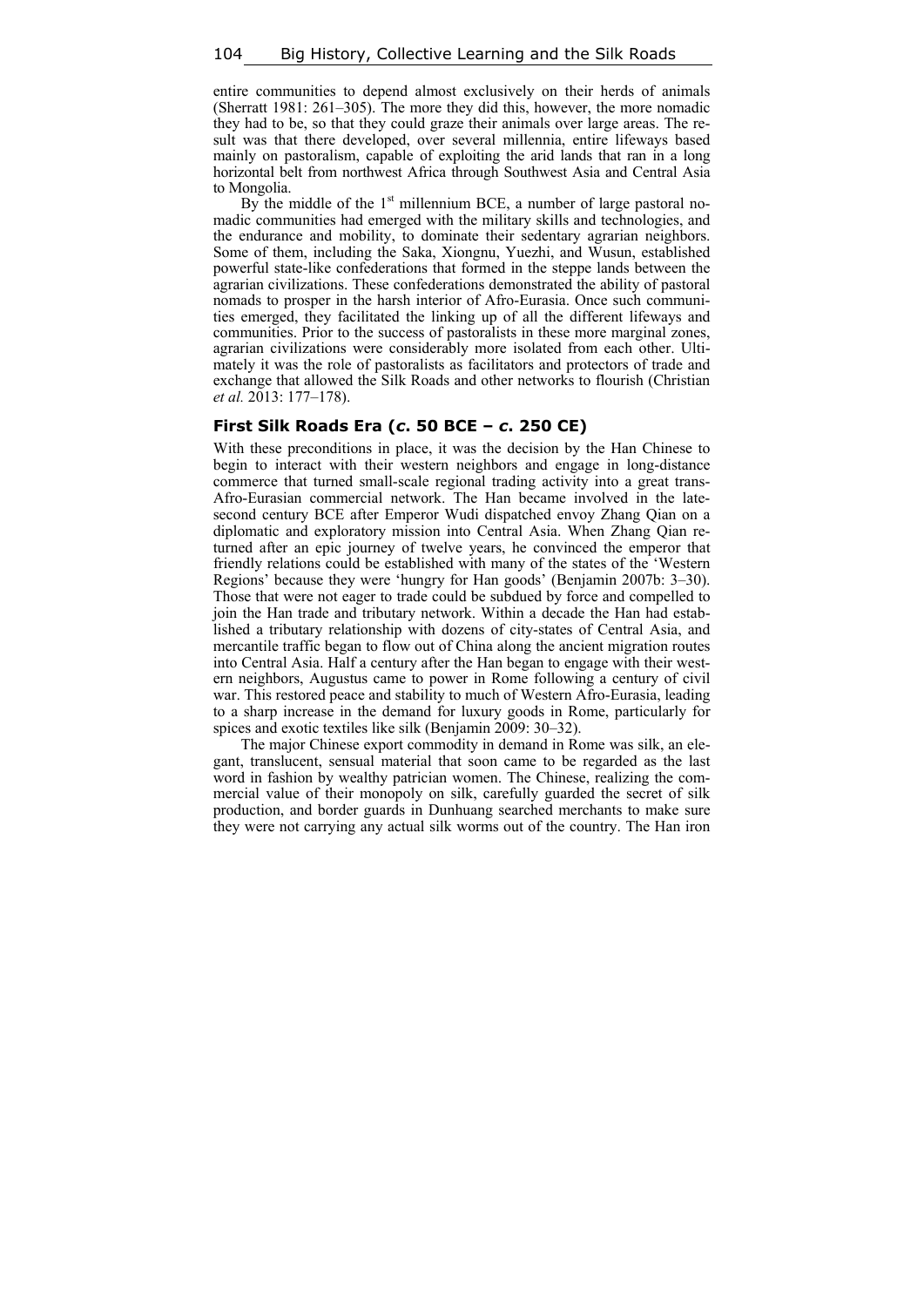entire communities to depend almost exclusively on their herds of animals (Sherratt 1981: 261–305). The more they did this, however, the more nomadic they had to be, so that they could graze their animals over large areas. The result was that there developed, over several millennia, entire lifeways based mainly on pastoralism, capable of exploiting the arid lands that ran in a long horizontal belt from northwest Africa through Southwest Asia and Central Asia to Mongolia.

By the middle of the 1st millennium BCE, a number of large pastoral nomadic communities had emerged with the military skills and technologies, and the endurance and mobility, to dominate their sedentary agrarian neighbors. Some of them, including the Saka, Xiongnu, Yuezhi, and Wusun, established powerful state-like confederations that formed in the steppe lands between the agrarian civilizations. These confederations demonstrated the ability of pastoral nomads to prosper in the harsh interior of Afro-Eurasia. Once such communities emerged, they facilitated the linking up of all the different lifeways and communities. Prior to the success of pastoralists in these more marginal zones, agrarian civilizations were considerably more isolated from each other. Ultimately it was the role of pastoralists as facilitators and protectors of trade and exchange that allowed the Silk Roads and other networks to flourish (Christian *et al.* 2013: 177–178).

### First Silk Roads Era (*c.* 50 BCE – *c.* 250 CE)

With these preconditions in place, it was the decision by the Han Chinese to begin to interact with their western neighbors and engage in long-distance commerce that turned small-scale regional trading activity into a great trans-Afro-Eurasian commercial network. The Han became involved in the late-second century BCE after Emperor Wudi dispatched envoy Zhang Qian on a diplomatic and exploratory mission into Central Asia. When Zhang Qian returned after an epic journey of twelve years, he convinced the emperor that friendly relations could be established with many of the states of the 'Western Regions' because they were 'hungry for Han goods' (Benjamin 2007b: 3–30). Those that were not eager to trade could be subdued by force and compelled to join the Han trade and tributary network. Within a decade the Han had established a tributary relationship with dozens of city-states of Central Asia, and mercantile traffic began to flow out of China along the ancient migration routes into Central Asia. Half a century after the Han began to engage with their western neighbors, Augustus came to power in Rome following a century of civil war. This restored peace and stability to much of Western Afro-Eurasia, leading to a sharp increase in the demand for luxury goods in Rome, particularly for spices and exotic textiles like silk (Benjamin 2009: 30–32).

The major Chinese export commodity in demand in Rome was silk, an elegant, translucent, sensual material that soon came to be regarded as the last word in fashion by wealthy patrician women. The Chinese, realizing the commercial value of their monopoly on silk, carefully guarded the secret of silk production, and border guards in Dunhuang searched merchants to make sure they were not carrying any actual silk worms out of the country. The Han iron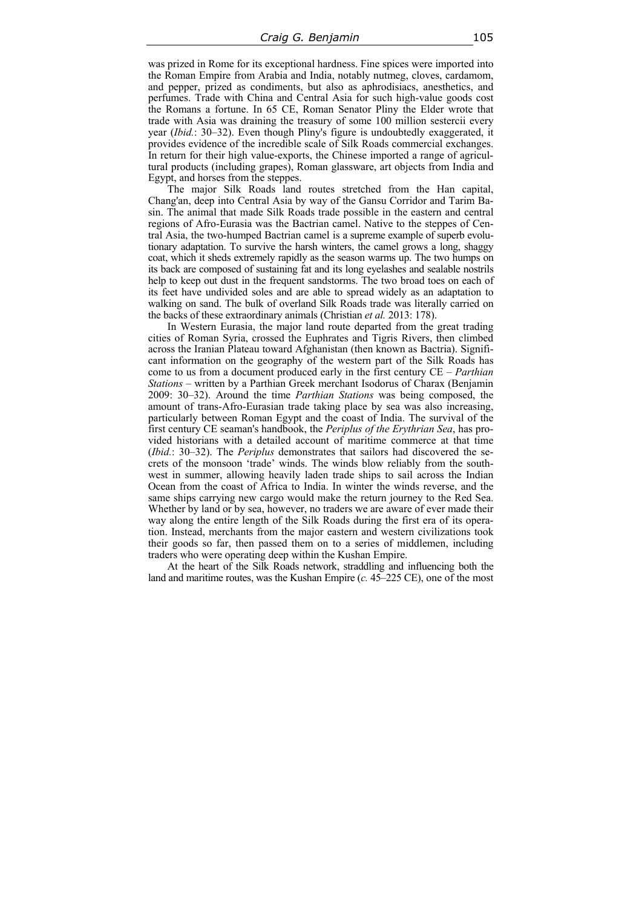was prized in Rome for its exceptional hardness. Fine spices were imported into the Roman Empire from Arabia and India, notably nutmeg, cloves, cardamom, and pepper, prized as condiments, but also as aphrodisiacs, anesthetics, and perfumes. Trade with China and Central Asia for such high-value goods cost the Romans a fortune. In 65 CE, Roman Senator Pliny the Elder wrote that trade with Asia was draining the treasury of some 100 million sestercii every year (*Ibid.*: 30–32). Even though Pliny's figure is undoubtedly exaggerated, it provides evidence of the incredible scale of Silk Roads commercial exchanges. In return for their high value-exports, the Chinese imported a range of agricultural products (including grapes), Roman glassware, art objects from India and Egypt, and horses from the steppes.

The major Silk Roads land routes stretched from the Han capital, Chang'an, deep into Central Asia by way of the Gansu Corridor and Tarim Basin. The animal that made Silk Roads trade possible in the eastern and central regions of Afro-Eurasia was the Bactrian camel. Native to the steppes of Central Asia, the two-humped Bactrian camel is a supreme example of superb evolutionary adaptation. To survive the harsh winters, the camel grows a long, shaggy coat, which it sheds extremely rapidly as the season warms up. The two humps on its back are composed of sustaining fat and its long eyelashes and sealable nostrils help to keep out dust in the frequent sandstorms. The two broad toes on each of its feet have undivided soles and are able to spread widely as an adaptation to walking on sand. The bulk of overland Silk Roads trade was literally carried on the backs of these extraordinary animals (Christian *et al.* 2013: 178).

In Western Eurasia, the major land route departed from the great trading cities of Roman Syria, crossed the Euphrates and Tigris Rivers, then climbed across the Iranian Plateau toward Afghanistan (then known as Bactria). Significant information on the geography of the western part of the Silk Roads has come to us from a document produced early in the first century CE – *Parthian Stations* – written by a Parthian Greek merchant Isodorus of Charax (Benjamin 2009: 30–32). Around the time *Parthian Stations* was being composed, the amount of trans-Afro-Eurasian trade taking place by sea was also increasing, particularly between Roman Egypt and the coast of India. The survival of the first century CE seaman's handbook, the *Periplus of the Erythrian Sea*, has provided historians with a detailed account of maritime commerce at that time (*Ibid.*: 30–32). The *Periplus* demonstrates that sailors had discovered the secrets of the monsoon 'trade' winds. The winds blow reliably from the southwest in summer, allowing heavily laden trade ships to sail across the Indian Ocean from the coast of Africa to India. In winter the winds reverse, and the same ships carrying new cargo would make the return journey to the Red Sea. Whether by land or by sea, however, no traders we are aware of ever made their way along the entire length of the Silk Roads during the first era of its operation. Instead, merchants from the major eastern and western civilizations took their goods so far, then passed them on to a series of middlemen, including traders who were operating deep within the Kushan Empire.

At the heart of the Silk Roads network, straddling and influencing both the land and maritime routes, was the Kushan Empire (*c.* 45–225 CE), one of the most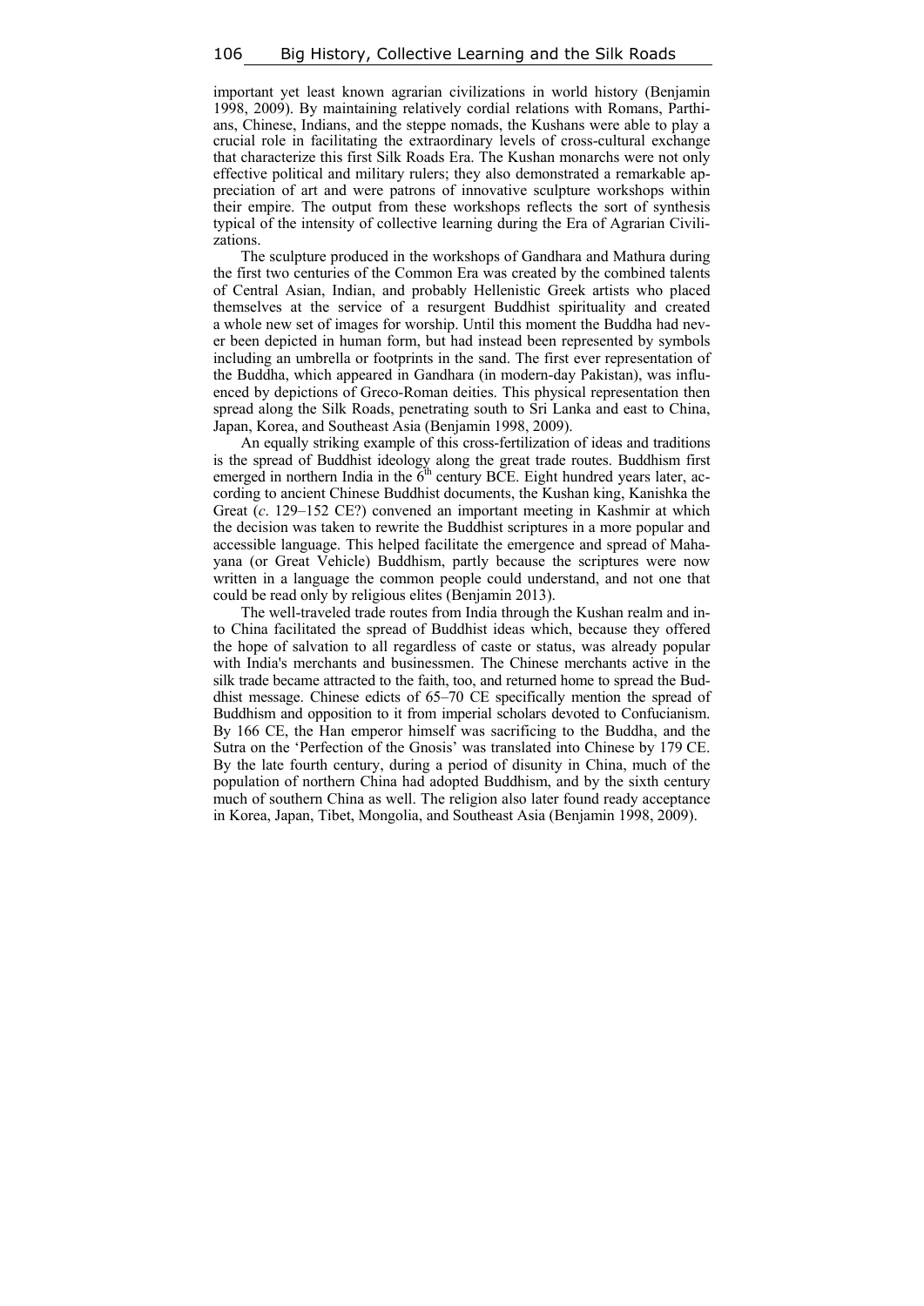important yet least known agrarian civilizations in world history (Benjamin 1998, 2009). By maintaining relatively cordial relations with Romans, Parthians, Chinese, Indians, and the steppe nomads, the Kushans were able to play a crucial role in facilitating the extraordinary levels of cross-cultural exchange that characterize this first Silk Roads Era. The Kushan monarchs were not only effective political and military rulers; they also demonstrated a remarkable appreciation of art and were patrons of innovative sculpture workshops within their empire. The output from these workshops reflects the sort of synthesis typical of the intensity of collective learning during the Era of Agrarian Civilizations.

The sculpture produced in the workshops of Gandhara and Mathura during the first two centuries of the Common Era was created by the combined talents of Central Asian, Indian, and probably Hellenistic Greek artists who placed themselves at the service of a resurgent Buddhist spirituality and created a whole new set of images for worship. Until this moment the Buddha had never been depicted in human form, but had instead been represented by symbols including an umbrella or footprints in the sand. The first ever representation of the Buddha, which appeared in Gandhara (in modern-day Pakistan), was influenced by depictions of Greco-Roman deities. This physical representation then spread along the Silk Roads, penetrating south to Sri Lanka and east to China, Japan, Korea, and Southeast Asia (Benjamin 1998, 2009).

An equally striking example of this cross-fertilization of ideas and traditions is the spread of Buddhist ideology along the great trade routes. Buddhism first emerged in northern India in the 6th century BCE. Eight hundred years later, according to ancient Chinese Buddhist documents, the Kushan king, Kanishka the Great (*c*. 129–152 CE?) convened an important meeting in Kashmir at which the decision was taken to rewrite the Buddhist scriptures in a more popular and accessible language. This helped facilitate the emergence and spread of Mahayana (or Great Vehicle) Buddhism, partly because the scriptures were now written in a language the common people could understand, and not one that could be read only by religious elites (Benjamin 2013).

The well-traveled trade routes from India through the Kushan realm and into China facilitated the spread of Buddhist ideas which, because they offered the hope of salvation to all regardless of caste or status, was already popular with India's merchants and businessmen. The Chinese merchants active in the silk trade became attracted to the faith, too, and returned home to spread the Buddhist message. Chinese edicts of 65–70 CE specifically mention the spread of Buddhism and opposition to it from imperial scholars devoted to Confucianism. By 166 CE, the Han emperor himself was sacrificing to the Buddha, and the Sutra on the 'Perfection of the Gnosis' was translated into Chinese by 179 CE. By the late fourth century, during a period of disunity in China, much of the population of northern China had adopted Buddhism, and by the sixth century much of southern China as well. The religion also later found ready acceptance in Korea, Japan, Tibet, Mongolia, and Southeast Asia (Benjamin 1998, 2009).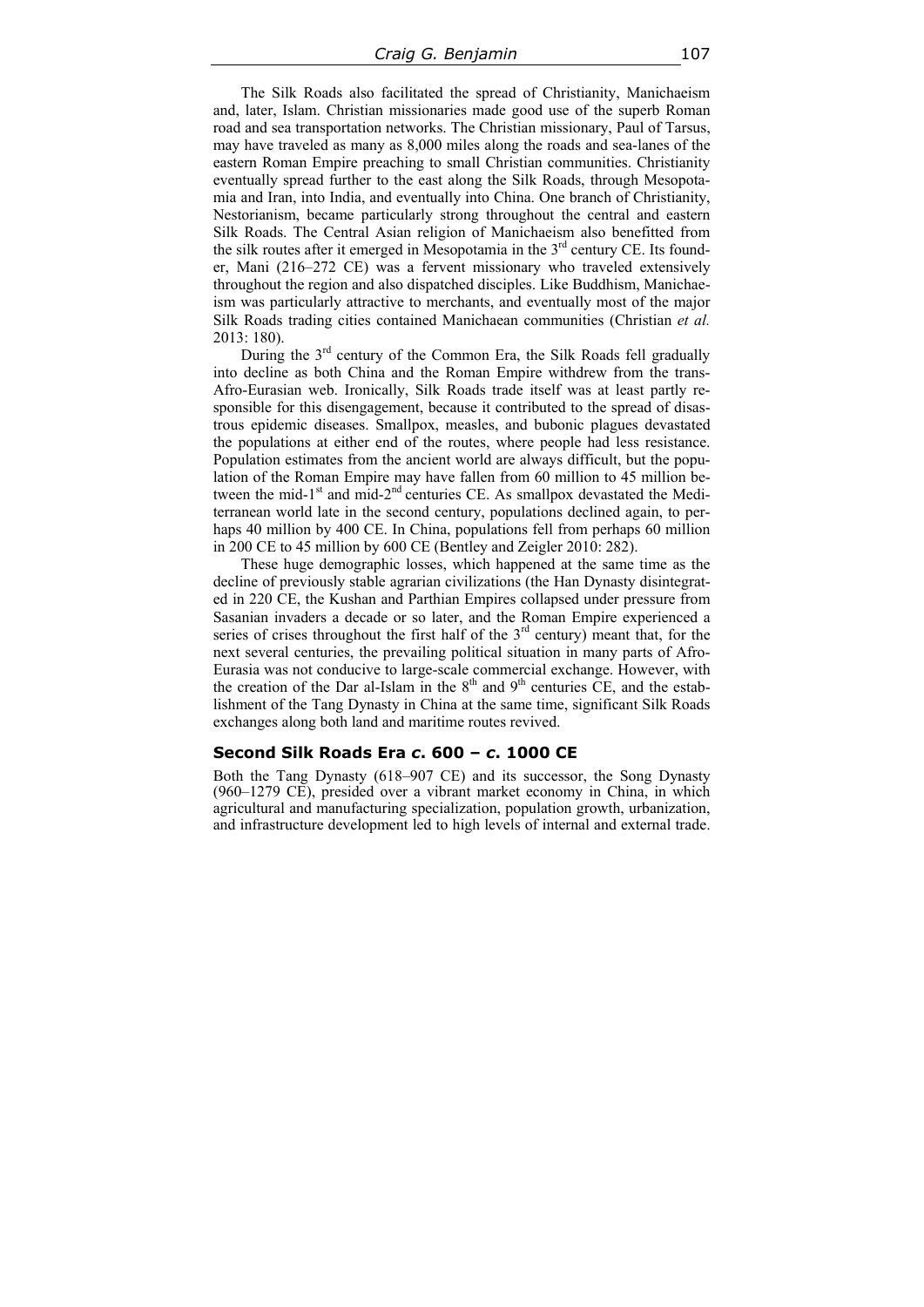The Silk Roads also facilitated the spread of Christianity, Manichaeism and, later, Islam. Christian missionaries made good use of the superb Roman road and sea transportation networks. The Christian missionary, Paul of Tarsus, may have traveled as many as 8,000 miles along the roads and sea-lanes of the eastern Roman Empire preaching to small Christian communities. Christianity eventually spread further to the east along the Silk Roads, through Mesopotamia and Iran, into India, and eventually into China. One branch of Christianity, Nestorianism, became particularly strong throughout the central and eastern Silk Roads. The Central Asian religion of Manichaeism also benefitted from the silk routes after it emerged in Mesopotamia in the 3rd century CE. Its founder, Mani (216–272 CE) was a fervent missionary who traveled extensively throughout the region and also dispatched disciples. Like Buddhism, Manichaeism was particularly attractive to merchants, and eventually most of the major Silk Roads trading cities contained Manichaean communities (Christian *et al.* 2013: 180).

During the 3rd century of the Common Era, the Silk Roads fell gradually into decline as both China and the Roman Empire withdrew from the trans-Afro-Eurasian web. Ironically, Silk Roads trade itself was at least partly responsible for this disengagement, because it contributed to the spread of disastrous epidemic diseases. Smallpox, measles, and bubonic plagues devastated the populations at either end of the routes, where people had less resistance. Population estimates from the ancient world are always difficult, but the population of the Roman Empire may have fallen from 60 million to 45 million between the mid-1st and mid-2nd centuries CE. As smallpox devastated the Mediterranean world late in the second century, populations declined again, to perhaps 40 million by 400 CE. In China, populations fell from perhaps 60 million in 200 CE to 45 million by 600 CE (Bentley and Zeigler 2010: 282).

These huge demographic losses, which happened at the same time as the decline of previously stable agrarian civilizations (the Han Dynasty disintegrated in 220 CE, the Kushan and Parthian Empires collapsed under pressure from Sasanian invaders a decade or so later, and the Roman Empire experienced a series of crises throughout the first half of the 3rd century) meant that, for the next several centuries, the prevailing political situation in many parts of Afro-Eurasia was not conducive to large-scale commercial exchange. However, with the creation of the Dar al-Islam in the 8th and 9th centuries CE, and the establishment of the Tang Dynasty in China at the same time, significant Silk Roads exchanges along both land and maritime routes revived.

## Second Silk Roads Era *c.* 600 – *c.* 1000 CE

Both the Tang Dynasty (618–907 CE) and its successor, the Song Dynasty (960–1279 CE), presided over a vibrant market economy in China, in which agricultural and manufacturing specialization, population growth, urbanization, and infrastructure development led to high levels of internal and external trade.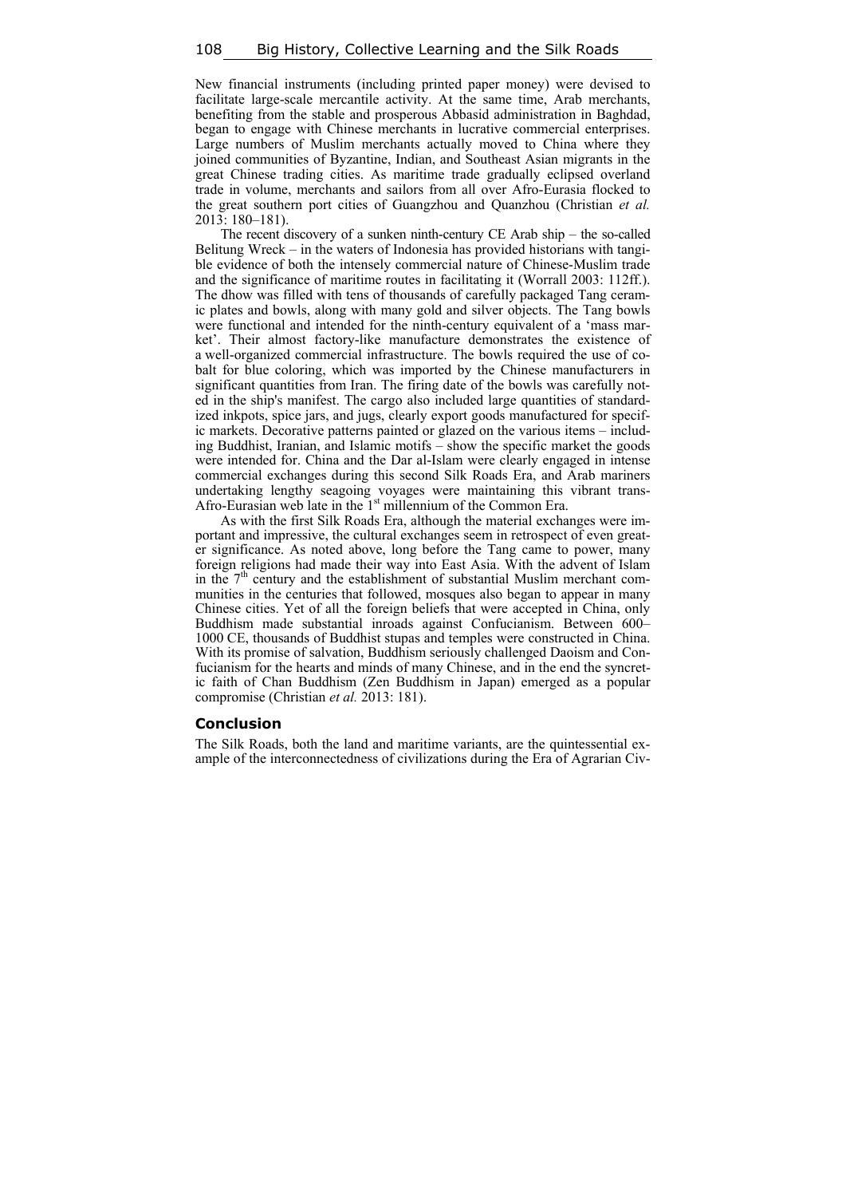New financial instruments (including printed paper money) were devised to facilitate large-scale mercantile activity. At the same time, Arab merchants, benefiting from the stable and prosperous Abbasid administration in Baghdad, began to engage with Chinese merchants in lucrative commercial enterprises. Large numbers of Muslim merchants actually moved to China where they joined communities of Byzantine, Indian, and Southeast Asian migrants in the great Chinese trading cities. As maritime trade gradually eclipsed overland trade in volume, merchants and sailors from all over Afro-Eurasia flocked to the great southern port cities of Guangzhou and Quanzhou (Christian *et al.* 2013: 180–181).

The recent discovery of a sunken ninth-century CE Arab ship – the so-called Belitung Wreck – in the waters of Indonesia has provided historians with tangible evidence of both the intensely commercial nature of Chinese-Muslim trade and the significance of maritime routes in facilitating it (Worrall 2003: 112ff.). The dhow was filled with tens of thousands of carefully packaged Tang ceramic plates and bowls, along with many gold and silver objects. The Tang bowls were functional and intended for the ninth-century equivalent of a 'mass market'. Their almost factory-like manufacture demonstrates the existence of a well-organized commercial infrastructure. The bowls required the use of cobalt for blue coloring, which was imported by the Chinese manufacturers in significant quantities from Iran. The firing date of the bowls was carefully noted in the ship's manifest. The cargo also included large quantities of standardized inkpots, spice jars, and jugs, clearly export goods manufactured for specific markets. Decorative patterns painted or glazed on the various items – including Buddhist, Iranian, and Islamic motifs – show the specific market the goods were intended for. China and the Dar al-Islam were clearly engaged in intense commercial exchanges during this second Silk Roads Era, and Arab mariners undertaking lengthy seagoing voyages were maintaining this vibrant trans-Afro-Eurasian web late in the 1st millennium of the Common Era.

As with the first Silk Roads Era, although the material exchanges were important and impressive, the cultural exchanges seem in retrospect of even greater significance. As noted above, long before the Tang came to power, many foreign religions had made their way into East Asia. With the advent of Islam in the 7th century and the establishment of substantial Muslim merchant communities in the centuries that followed, mosques also began to appear in many Chinese cities. Yet of all the foreign beliefs that were accepted in China, only Buddhism made substantial inroads against Confucianism. Between 600–1000 CE, thousands of Buddhist stupas and temples were constructed in China. With its promise of salvation, Buddhism seriously challenged Daoism and Confucianism for the hearts and minds of many Chinese, and in the end the syncretic faith of Chan Buddhism (Zen Buddhism in Japan) emerged as a popular compromise (Christian *et al.* 2013: 181).

## Conclusion

The Silk Roads, both the land and maritime variants, are the quintessential example of the interconnectedness of civilizations during the Era of Agrarian Civ-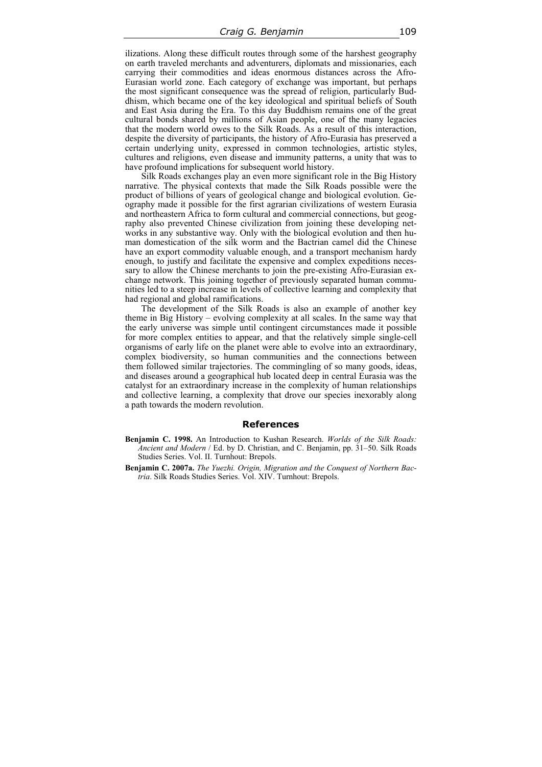ilizations. Along these difficult routes through some of the harshest geography on earth traveled merchants and adventurers, diplomats and missionaries, each carrying their commodities and ideas enormous distances across the Afro-Eurasian world zone. Each category of exchange was important, but perhaps the most significant consequence was the spread of religion, particularly Buddhism, which became one of the key ideological and spiritual beliefs of South and East Asia during the Era. To this day Buddhism remains one of the great cultural bonds shared by millions of Asian people, one of the many legacies that the modern world owes to the Silk Roads. As a result of this interaction, despite the diversity of participants, the history of Afro-Eurasia has preserved a certain underlying unity, expressed in common technologies, artistic styles, cultures and religions, even disease and immunity patterns, a unity that was to have profound implications for subsequent world history.

Silk Roads exchanges play an even more significant role in the Big History narrative. The physical contexts that made the Silk Roads possible were the product of billions of years of geological change and biological evolution. Geography made it possible for the first agrarian civilizations of western Eurasia and northeastern Africa to form cultural and commercial connections, but geography also prevented Chinese civilization from joining these developing networks in any substantive way. Only with the biological evolution and then human domestication of the silk worm and the Bactrian camel did the Chinese have an export commodity valuable enough, and a transport mechanism hardy enough, to justify and facilitate the expensive and complex expeditions necessary to allow the Chinese merchants to join the pre-existing Afro-Eurasian exchange network. This joining together of previously separated human communities led to a steep increase in levels of collective learning and complexity that had regional and global ramifications.

The development of the Silk Roads is also an example of another key theme in Big History – evolving complexity at all scales. In the same way that the early universe was simple until contingent circumstances made it possible for more complex entities to appear, and that the relatively simple single-cell organisms of early life on the planet were able to evolve into an extraordinary, complex biodiversity, so human communities and the connections between them followed similar trajectories. The commingling of so many goods, ideas, and diseases around a geographical hub located deep in central Eurasia was the catalyst for an extraordinary increase in the complexity of human relationships and collective learning, a complexity that drove our species inexorably along a path towards the modern revolution.

## References

**Benjamin C. 1998.** An Introduction to Kushan Research. *Worlds of the Silk Roads: Ancient and Modern* / Ed. by D. Christian, and C. Benjamin, pp. 31–50. Silk Roads Studies Series. Vol. II. Turnhout: Brepols.

**Benjamin C. 2007a.** *The Yuezhi. Origin, Migration and the Conquest of Northern Bactria*. Silk Roads Studies Series. Vol. XIV. Turnhout: Brepols.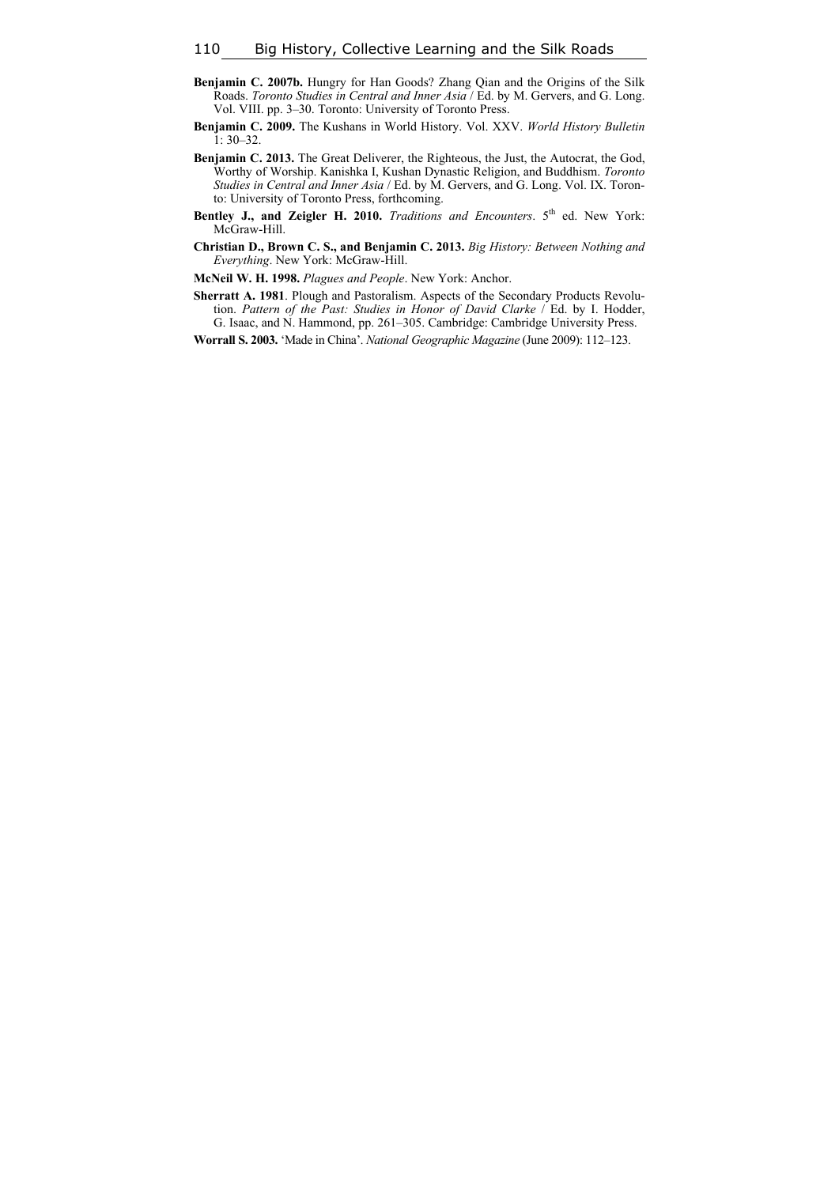**Benjamin C. 2007b.** Hungry for Han Goods? Zhang Qian and the Origins of the Silk Roads. *Toronto Studies in Central and Inner Asia* / Ed. by M. Gervers, and G. Long. Vol. VIII. pp. 3–30. Toronto: University of Toronto Press.

**Benjamin C. 2009.** The Kushans in World History. Vol. XXV. *World History Bulletin* 1: 30–32.

**Benjamin C. 2013.** The Great Deliverer, the Righteous, the Just, the Autocrat, the God, Worthy of Worship. Kanishka I, Kushan Dynastic Religion, and Buddhism. *Toronto Studies in Central and Inner Asia* / Ed. by M. Gervers, and G. Long. Vol. IX. Toronto: University of Toronto Press, forthcoming.

**Bentley J., and Zeigler H. 2010.** *Traditions and Encounters*. 5th ed. New York: McGraw-Hill.

**Christian D., Brown C. S., and Benjamin C. 2013.** *Big History: Between Nothing and Everything*. New York: McGraw-Hill.

**McNeil W. H. 1998.** *Plagues and People*. New York: Anchor.

**Sherratt A. 1981**. Plough and Pastoralism. Aspects of the Secondary Products Revolution. *Pattern of the Past: Studies in Honor of David Clarke* / Ed. by I. Hodder, G. Isaac, and N. Hammond, pp. 261–305. Cambridge: Cambridge University Press.

**Worrall S. 2003.** 'Made in China'. *National Geographic Magazine* (June 2009): 112–123.